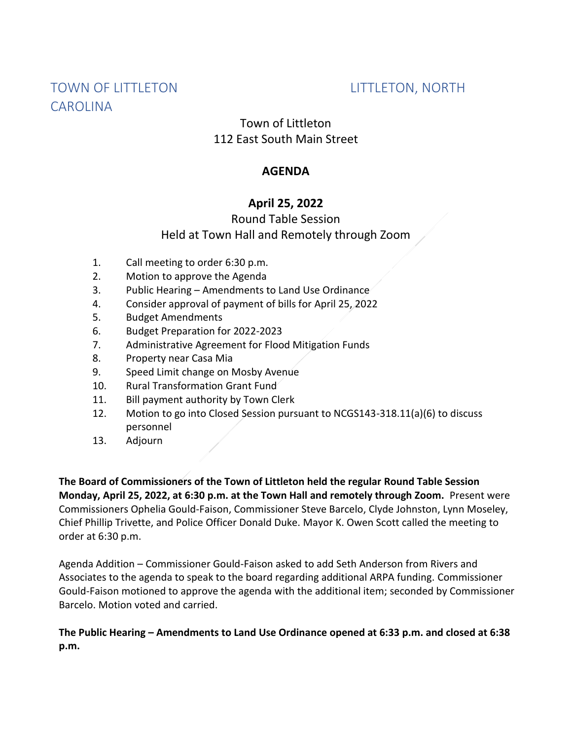TOWN OF LITTLETON LITTLETON, NORTH CAROLINA

Town of Littleton
112 East South Main Street

**AGENDA**

**April 25, 2022**

Round Table Session
Held at Town Hall and Remotely through Zoom

1. Call meeting to order 6:30 p.m.
2. Motion to approve the Agenda
3. Public Hearing – Amendments to Land Use Ordinance
4. Consider approval of payment of bills for April 25, 2022
5. Budget Amendments
6. Budget Preparation for 2022-2023
7. Administrative Agreement for Flood Mitigation Funds
8. Property near Casa Mia
9. Speed Limit change on Mosby Avenue
10. Rural Transformation Grant Fund
11. Bill payment authority by Town Clerk
12. Motion to go into Closed Session pursuant to NCGS143-318.11(a)(6) to discuss personnel
13. Adjourn

**The Board of Commissioners of the Town of Littleton held the regular Round Table Session Monday, April 25, 2022, at 6:30 p.m. at the Town Hall and remotely through Zoom.** Present were Commissioners Ophelia Gould-Faison, Commissioner Steve Barcelo, Clyde Johnston, Lynn Moseley, Chief Phillip Trivette, and Police Officer Donald Duke. Mayor K. Owen Scott called the meeting to order at 6:30 p.m.

Agenda Addition – Commissioner Gould-Faison asked to add Seth Anderson from Rivers and Associates to the agenda to speak to the board regarding additional ARPA funding. Commissioner Gould-Faison motioned to approve the agenda with the additional item; seconded by Commissioner Barcelo. Motion voted and carried.

**The Public Hearing – Amendments to Land Use Ordinance opened at 6:33 p.m. and closed at 6:38 p.m.**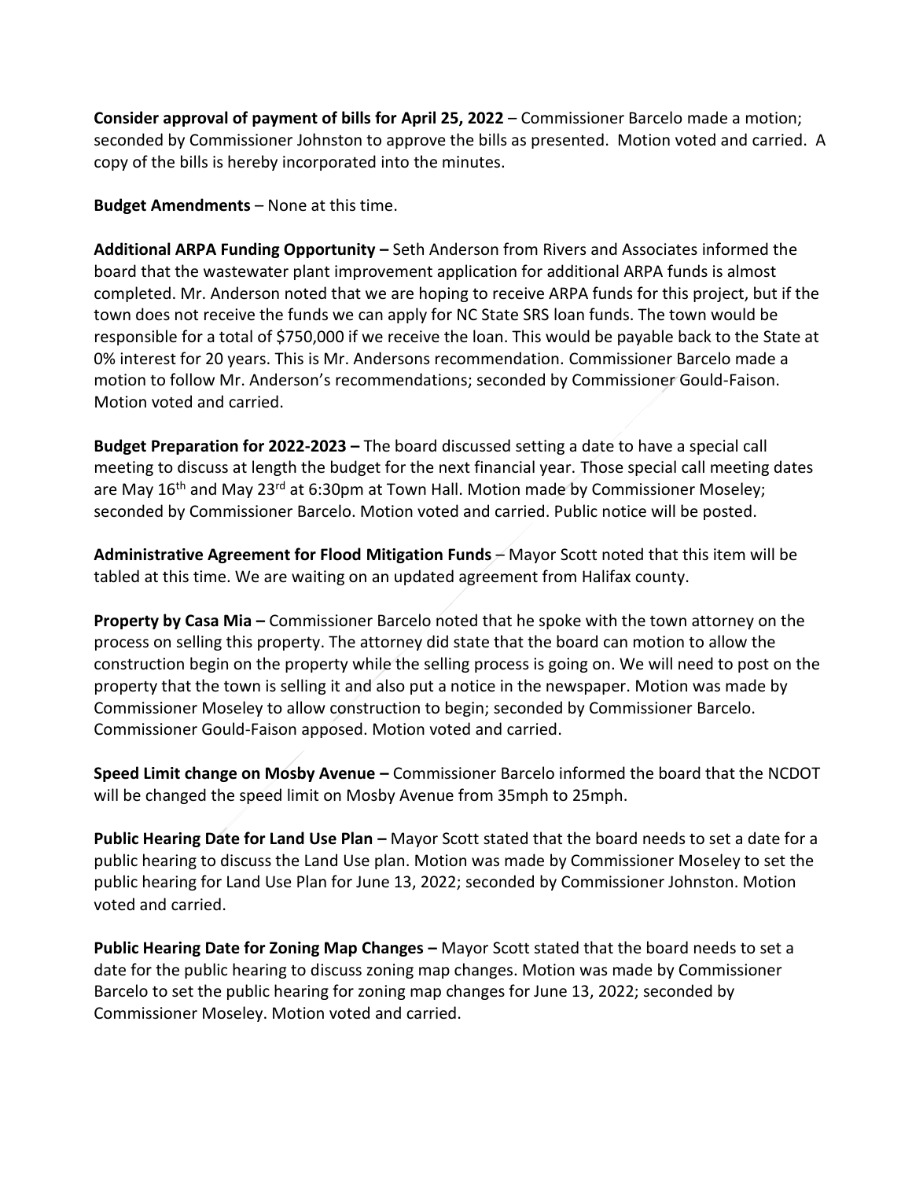**Consider approval of payment of bills for April 25, 2022** – Commissioner Barcelo made a motion; seconded by Commissioner Johnston to approve the bills as presented. Motion voted and carried. A copy of the bills is hereby incorporated into the minutes.

**Budget Amendments** – None at this time.

**Additional ARPA Funding Opportunity –** Seth Anderson from Rivers and Associates informed the board that the wastewater plant improvement application for additional ARPA funds is almost completed. Mr. Anderson noted that we are hoping to receive ARPA funds for this project, but if the town does not receive the funds we can apply for NC State SRS loan funds. The town would be responsible for a total of $750,000 if we receive the loan. This would be payable back to the State at 0% interest for 20 years. This is Mr. Andersons recommendation. Commissioner Barcelo made a motion to follow Mr. Anderson's recommendations; seconded by Commissioner Gould-Faison. Motion voted and carried.

**Budget Preparation for 2022-2023 –** The board discussed setting a date to have a special call meeting to discuss at length the budget for the next financial year. Those special call meeting dates are May 16th and May 23rd at 6:30pm at Town Hall. Motion made by Commissioner Moseley; seconded by Commissioner Barcelo. Motion voted and carried. Public notice will be posted.

**Administrative Agreement for Flood Mitigation Funds** – Mayor Scott noted that this item will be tabled at this time. We are waiting on an updated agreement from Halifax county.

**Property by Casa Mia –** Commissioner Barcelo noted that he spoke with the town attorney on the process on selling this property. The attorney did state that the board can motion to allow the construction begin on the property while the selling process is going on. We will need to post on the property that the town is selling it and also put a notice in the newspaper. Motion was made by Commissioner Moseley to allow construction to begin; seconded by Commissioner Barcelo. Commissioner Gould-Faison apposed. Motion voted and carried.

**Speed Limit change on Mosby Avenue –** Commissioner Barcelo informed the board that the NCDOT will be changed the speed limit on Mosby Avenue from 35mph to 25mph.

**Public Hearing Date for Land Use Plan –** Mayor Scott stated that the board needs to set a date for a public hearing to discuss the Land Use plan. Motion was made by Commissioner Moseley to set the public hearing for Land Use Plan for June 13, 2022; seconded by Commissioner Johnston. Motion voted and carried.

**Public Hearing Date for Zoning Map Changes –** Mayor Scott stated that the board needs to set a date for the public hearing to discuss zoning map changes. Motion was made by Commissioner Barcelo to set the public hearing for zoning map changes for June 13, 2022; seconded by Commissioner Moseley. Motion voted and carried.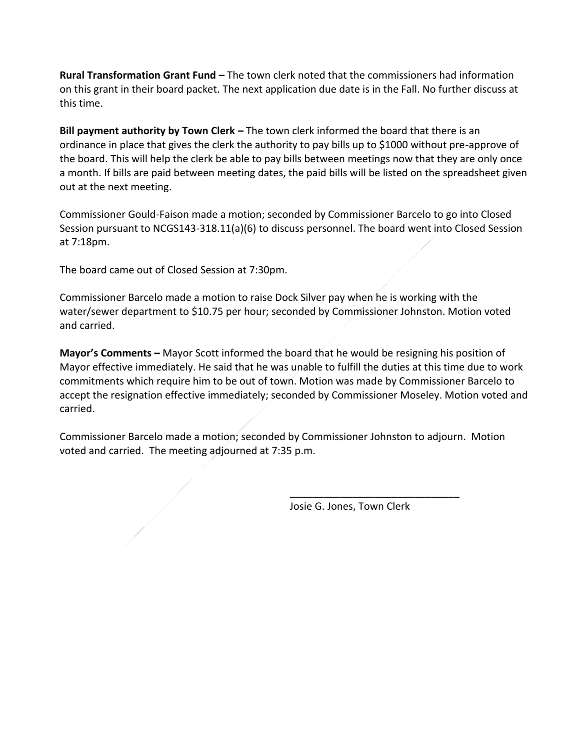**Rural Transformation Grant Fund –** The town clerk noted that the commissioners had information on this grant in their board packet. The next application due date is in the Fall. No further discuss at this time.

**Bill payment authority by Town Clerk –** The town clerk informed the board that there is an ordinance in place that gives the clerk the authority to pay bills up to $1000 without pre-approve of the board. This will help the clerk be able to pay bills between meetings now that they are only once a month. If bills are paid between meeting dates, the paid bills will be listed on the spreadsheet given out at the next meeting.

Commissioner Gould-Faison made a motion; seconded by Commissioner Barcelo to go into Closed Session pursuant to NCGS143-318.11(a)(6) to discuss personnel. The board went into Closed Session at 7:18pm.

The board came out of Closed Session at 7:30pm.

Commissioner Barcelo made a motion to raise Dock Silver pay when he is working with the water/sewer department to $10.75 per hour; seconded by Commissioner Johnston. Motion voted and carried.

**Mayor's Comments –** Mayor Scott informed the board that he would be resigning his position of Mayor effective immediately. He said that he was unable to fulfill the duties at this time due to work commitments which require him to be out of town. Motion was made by Commissioner Barcelo to accept the resignation effective immediately; seconded by Commissioner Moseley. Motion voted and carried.

Commissioner Barcelo made a motion; seconded by Commissioner Johnston to adjourn. Motion voted and carried. The meeting adjourned at 7:35 p.m.

\_\_\_\_\_\_\_\_\_\_\_\_\_\_\_\_\_\_\_\_\_\_\_\_\_\_\_\_\_\_\_

Josie G. Jones, Town Clerk